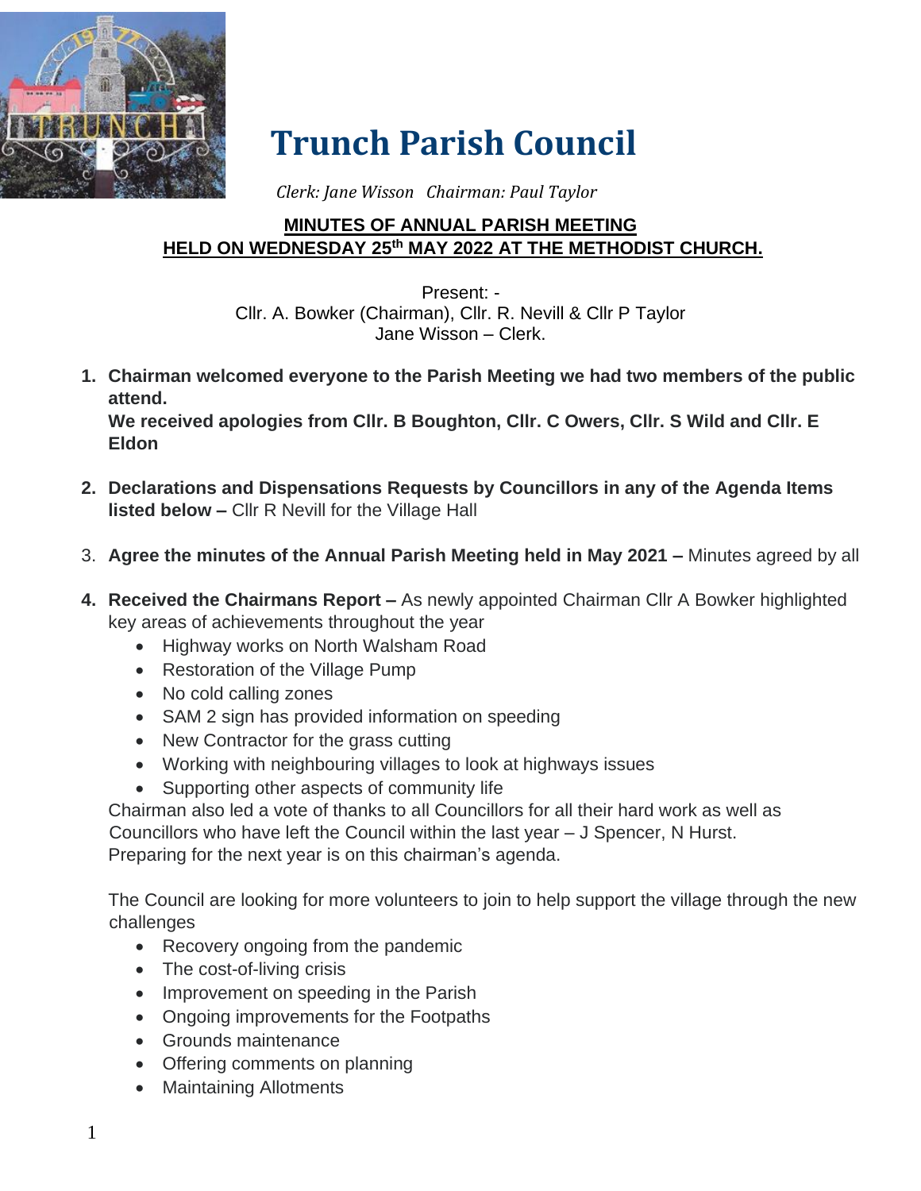# Trunch Parish Council

*Clerk: Jane Wisson   Chairman: Paul Taylor*

**MINUTES OF ANNUAL PARISH MEETING**
**HELD ON WEDNESDAY 25th MAY 2022 AT THE METHODIST CHURCH.**

Present: -
Cllr. A. Bowker (Chairman), Cllr. R. Nevill & Cllr P Taylor
Jane Wisson – Clerk.

1. **Chairman welcomed everyone to the Parish Meeting we had two members of the public attend.**
   **We received apologies from Cllr. B Boughton, Cllr. C Owers, Cllr. S Wild and Cllr. E Eldon**

2. **Declarations and Dispensations Requests by Councillors in any of the Agenda Items listed below –** Cllr R Nevill for the Village Hall

3. **Agree the minutes of the Annual Parish Meeting held in May 2021 –** Minutes agreed by all

4. **Received the Chairmans Report –** As newly appointed Chairman Cllr A Bowker highlighted key areas of achievements throughout the year
   - Highway works on North Walsham Road
   - Restoration of the Village Pump
   - No cold calling zones
   - SAM 2 sign has provided information on speeding
   - New Contractor for the grass cutting
   - Working with neighbouring villages to look at highways issues
   - Supporting other aspects of community life

   Chairman also led a vote of thanks to all Councillors for all their hard work as well as Councillors who have left the Council within the last year – J Spencer, N Hurst.
   Preparing for the next year is on this chairman's agenda.

   The Council are looking for more volunteers to join to help support the village through the new challenges
   - Recovery ongoing from the pandemic
   - The cost-of-living crisis
   - Improvement on speeding in the Parish
   - Ongoing improvements for the Footpaths
   - Grounds maintenance
   - Offering comments on planning
   - Maintaining Allotments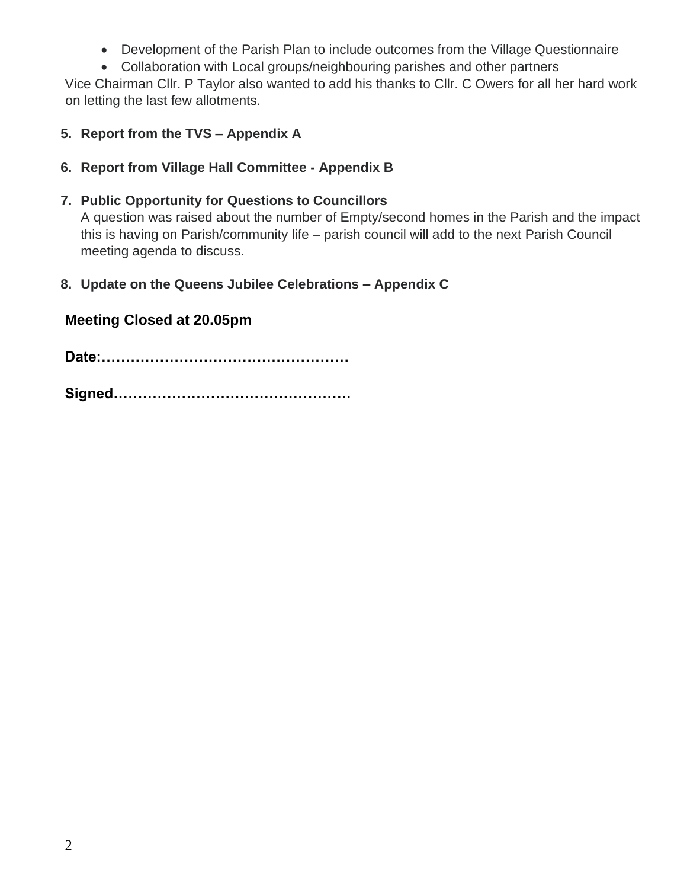- Development of the Parish Plan to include outcomes from the Village Questionnaire
- Collaboration with Local groups/neighbouring parishes and other partners

Vice Chairman Cllr. P Taylor also wanted to add his thanks to Cllr. C Owers for all her hard work on letting the last few allotments.

5. **Report from the TVS – Appendix A**

6. **Report from Village Hall Committee - Appendix B**

7. **Public Opportunity for Questions to Councillors**
   A question was raised about the number of Empty/second homes in the Parish and the impact this is having on Parish/community life – parish council will add to the next Parish Council meeting agenda to discuss.

8. **Update on the Queens Jubilee Celebrations – Appendix C**

**Meeting Closed at 20.05pm**

**Date:……………………………………………**

**Signed…………………………………………**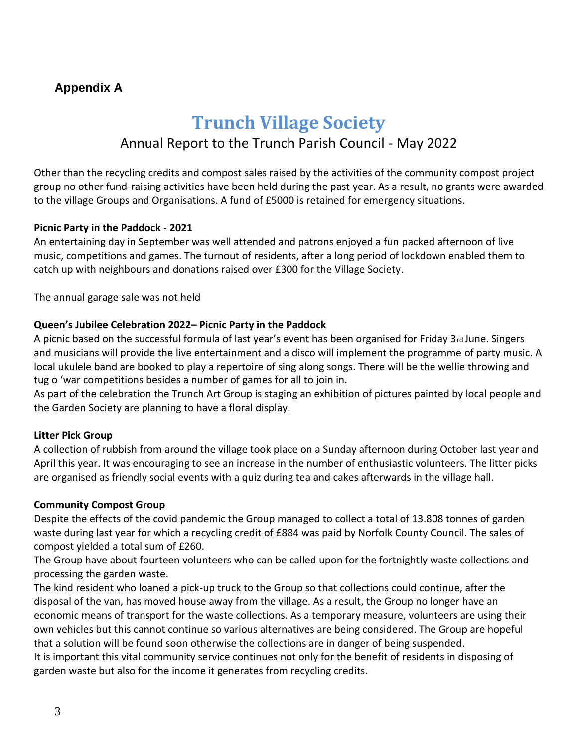**Appendix A**

# Trunch Village Society

## Annual Report to the Trunch Parish Council - May 2022

Other than the recycling credits and compost sales raised by the activities of the community compost project group no other fund-raising activities have been held during the past year. As a result, no grants were awarded to the village Groups and Organisations. A fund of £5000 is retained for emergency situations.

**Picnic Party in the Paddock - 2021**

An entertaining day in September was well attended and patrons enjoyed a fun packed afternoon of live music, competitions and games. The turnout of residents, after a long period of lockdown enabled them to catch up with neighbours and donations raised over £300 for the Village Society.

The annual garage sale was not held

**Queen's Jubilee Celebration 2022– Picnic Party in the Paddock**

A picnic based on the successful formula of last year's event has been organised for Friday 3rd June. Singers and musicians will provide the live entertainment and a disco will implement the programme of party music. A local ukulele band are booked to play a repertoire of sing along songs. There will be the wellie throwing and tug o 'war competitions besides a number of games for all to join in.

As part of the celebration the Trunch Art Group is staging an exhibition of pictures painted by local people and the Garden Society are planning to have a floral display.

**Litter Pick Group**

A collection of rubbish from around the village took place on a Sunday afternoon during October last year and April this year. It was encouraging to see an increase in the number of enthusiastic volunteers. The litter picks are organised as friendly social events with a quiz during tea and cakes afterwards in the village hall.

**Community Compost Group**

Despite the effects of the covid pandemic the Group managed to collect a total of 13.808 tonnes of garden waste during last year for which a recycling credit of £884 was paid by Norfolk County Council. The sales of compost yielded a total sum of £260.

The Group have about fourteen volunteers who can be called upon for the fortnightly waste collections and processing the garden waste.

The kind resident who loaned a pick-up truck to the Group so that collections could continue, after the disposal of the van, has moved house away from the village. As a result, the Group no longer have an economic means of transport for the waste collections. As a temporary measure, volunteers are using their own vehicles but this cannot continue so various alternatives are being considered. The Group are hopeful that a solution will be found soon otherwise the collections are in danger of being suspended.

It is important this vital community service continues not only for the benefit of residents in disposing of garden waste but also for the income it generates from recycling credits.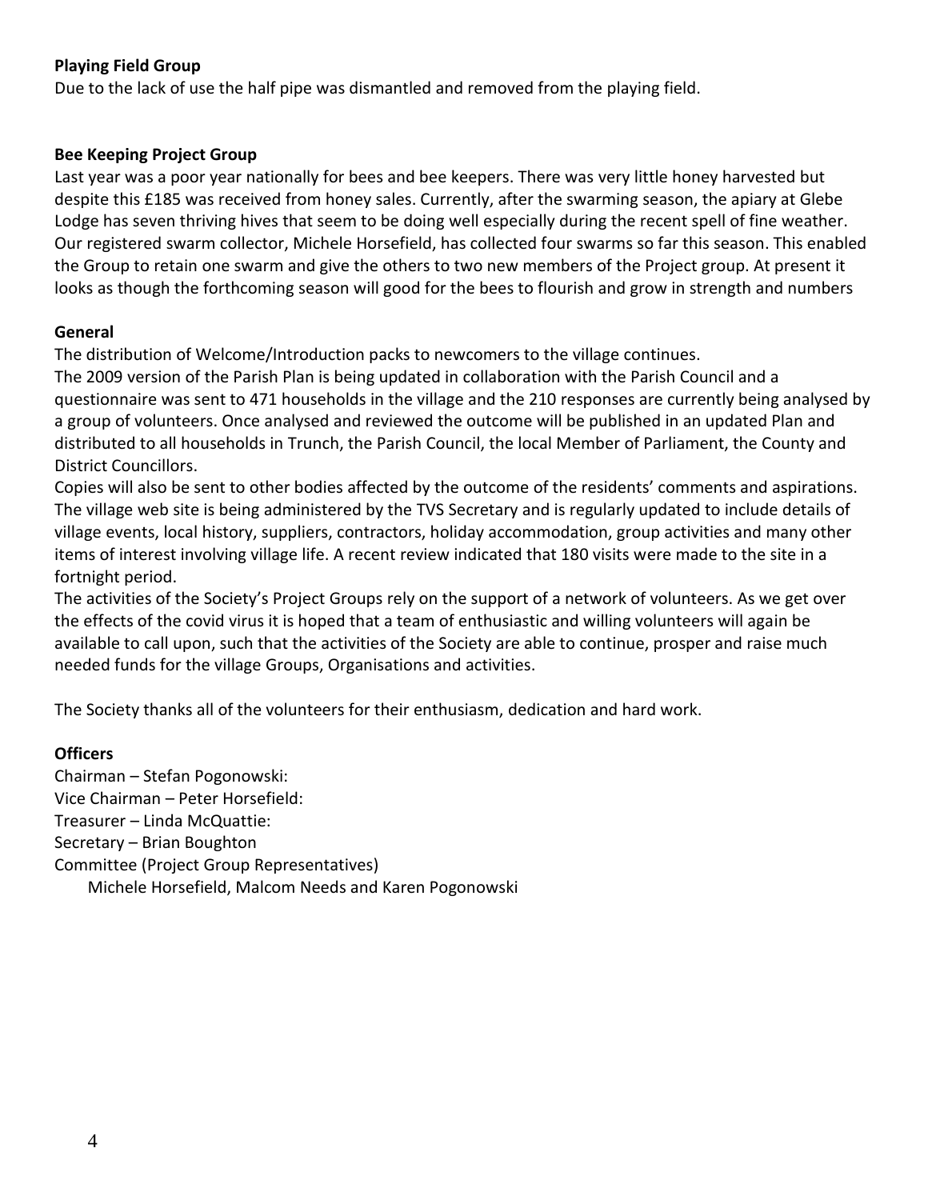**Playing Field Group**

Due to the lack of use the half pipe was dismantled and removed from the playing field.

**Bee Keeping Project Group**

Last year was a poor year nationally for bees and bee keepers. There was very little honey harvested but despite this £185 was received from honey sales. Currently, after the swarming season, the apiary at Glebe Lodge has seven thriving hives that seem to be doing well especially during the recent spell of fine weather. Our registered swarm collector, Michele Horsefield, has collected four swarms so far this season. This enabled the Group to retain one swarm and give the others to two new members of the Project group. At present it looks as though the forthcoming season will good for the bees to flourish and grow in strength and numbers

**General**

The distribution of Welcome/Introduction packs to newcomers to the village continues.
The 2009 version of the Parish Plan is being updated in collaboration with the Parish Council and a questionnaire was sent to 471 households in the village and the 210 responses are currently being analysed by a group of volunteers. Once analysed and reviewed the outcome will be published in an updated Plan and distributed to all households in Trunch, the Parish Council, the local Member of Parliament, the County and District Councillors.
Copies will also be sent to other bodies affected by the outcome of the residents' comments and aspirations.
The village web site is being administered by the TVS Secretary and is regularly updated to include details of village events, local history, suppliers, contractors, holiday accommodation, group activities and many other items of interest involving village life. A recent review indicated that 180 visits were made to the site in a fortnight period.
The activities of the Society's Project Groups rely on the support of a network of volunteers. As we get over the effects of the covid virus it is hoped that a team of enthusiastic and willing volunteers will again be available to call upon, such that the activities of the Society are able to continue, prosper and raise much needed funds for the village Groups, Organisations and activities.

The Society thanks all of the volunteers for their enthusiasm, dedication and hard work.

**Officers**

Chairman – Stefan Pogonowski:
Vice Chairman – Peter Horsefield:
Treasurer – Linda McQuattie:
Secretary – Brian Boughton
Committee (Project Group Representatives)
Michele Horsefield, Malcom Needs and Karen Pogonowski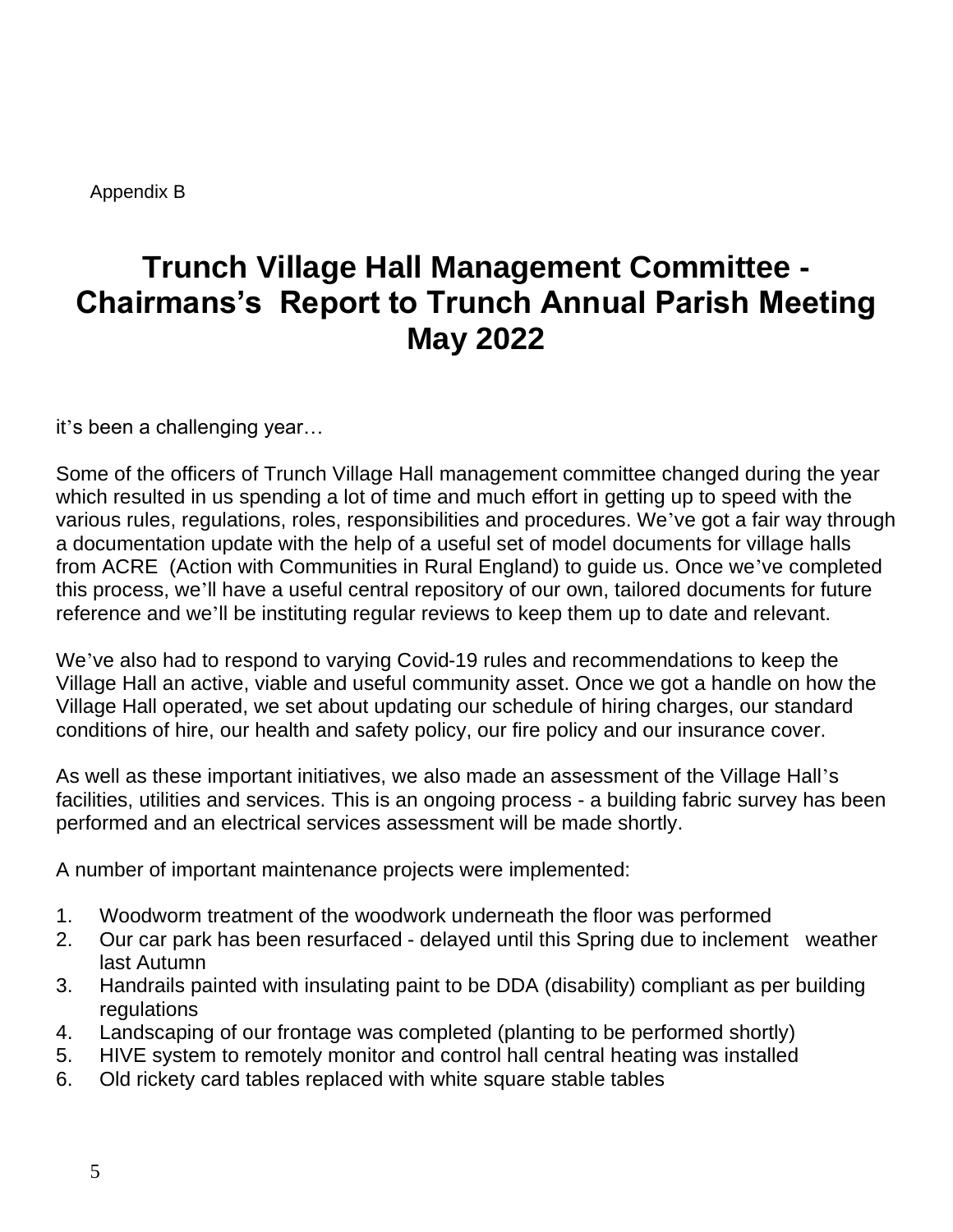Appendix B

# Trunch Village Hall Management Committee - Chairmans's Report to Trunch Annual Parish Meeting May 2022

it's been a challenging year…

Some of the officers of Trunch Village Hall management committee changed during the year which resulted in us spending a lot of time and much effort in getting up to speed with the various rules, regulations, roles, responsibilities and procedures. We've got a fair way through a documentation update with the help of a useful set of model documents for village halls from ACRE (Action with Communities in Rural England) to guide us. Once we've completed this process, we'll have a useful central repository of our own, tailored documents for future reference and we'll be instituting regular reviews to keep them up to date and relevant.

We've also had to respond to varying Covid-19 rules and recommendations to keep the Village Hall an active, viable and useful community asset. Once we got a handle on how the Village Hall operated, we set about updating our schedule of hiring charges, our standard conditions of hire, our health and safety policy, our fire policy and our insurance cover.

As well as these important initiatives, we also made an assessment of the Village Hall's facilities, utilities and services. This is an ongoing process - a building fabric survey has been performed and an electrical services assessment will be made shortly.

A number of important maintenance projects were implemented:

1. Woodworm treatment of the woodwork underneath the floor was performed
2. Our car park has been resurfaced - delayed until this Spring due to inclement weather last Autumn
3. Handrails painted with insulating paint to be DDA (disability) compliant as per building regulations
4. Landscaping of our frontage was completed (planting to be performed shortly)
5. HIVE system to remotely monitor and control hall central heating was installed
6. Old rickety card tables replaced with white square stable tables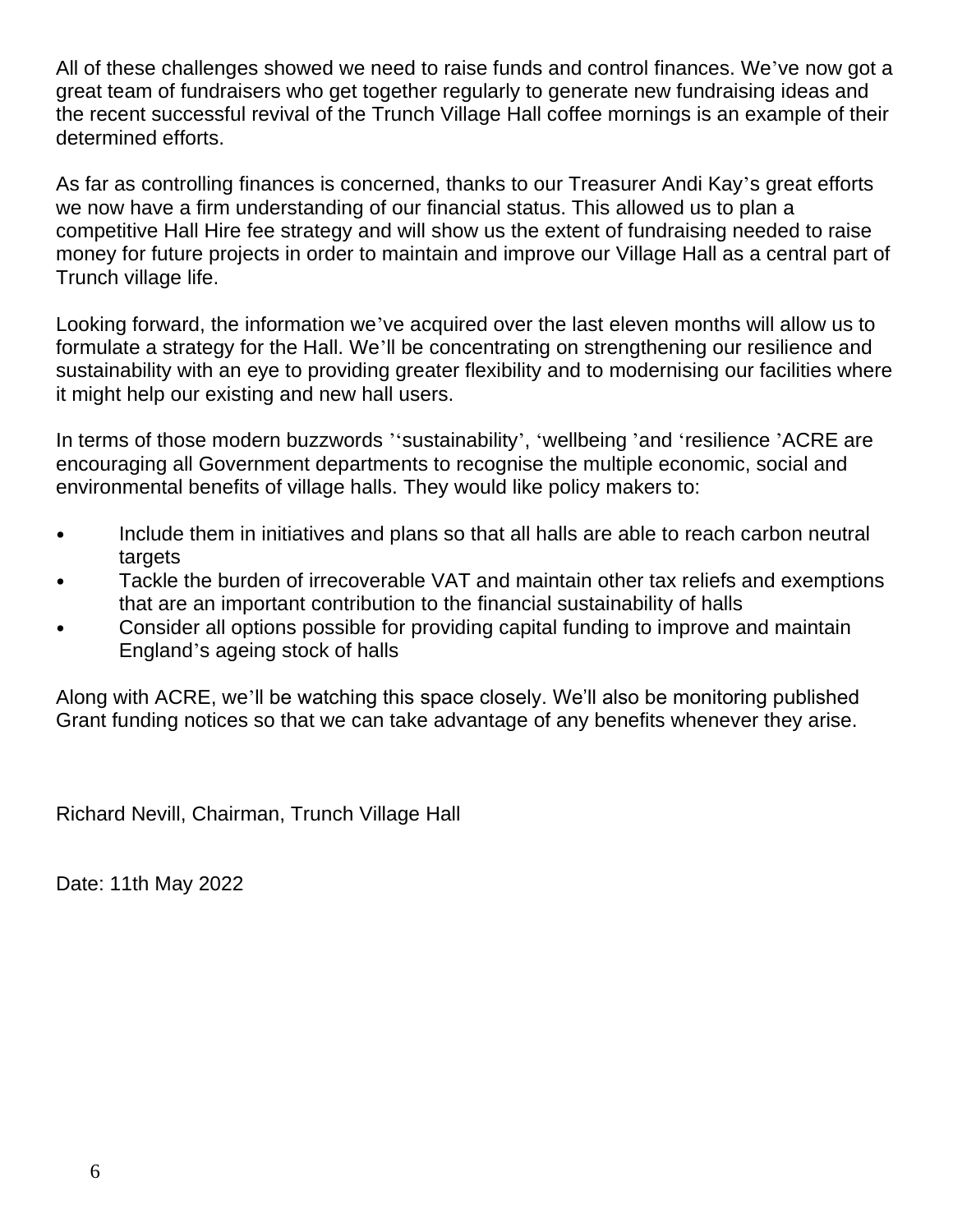All of these challenges showed we need to raise funds and control finances. We've now got a great team of fundraisers who get together regularly to generate new fundraising ideas and the recent successful revival of the Trunch Village Hall coffee mornings is an example of their determined efforts.

As far as controlling finances is concerned, thanks to our Treasurer Andi Kay's great efforts we now have a firm understanding of our financial status. This allowed us to plan a competitive Hall Hire fee strategy and will show us the extent of fundraising needed to raise money for future projects in order to maintain and improve our Village Hall as a central part of Trunch village life.

Looking forward, the information we've acquired over the last eleven months will allow us to formulate a strategy for the Hall. We'll be concentrating on strengthening our resilience and sustainability with an eye to providing greater flexibility and to modernising our facilities where it might help our existing and new hall users.

In terms of those modern buzzwords ''sustainability', 'wellbeing 'and 'resilience 'ACRE are encouraging all Government departments to recognise the multiple economic, social and environmental benefits of village halls. They would like policy makers to:

- Include them in initiatives and plans so that all halls are able to reach carbon neutral targets
- Tackle the burden of irrecoverable VAT and maintain other tax reliefs and exemptions that are an important contribution to the financial sustainability of halls
- Consider all options possible for providing capital funding to improve and maintain England's ageing stock of halls

Along with ACRE, we'll be watching this space closely. We'll also be monitoring published Grant funding notices so that we can take advantage of any benefits whenever they arise.

Richard Nevill, Chairman, Trunch Village Hall

Date: 11th May 2022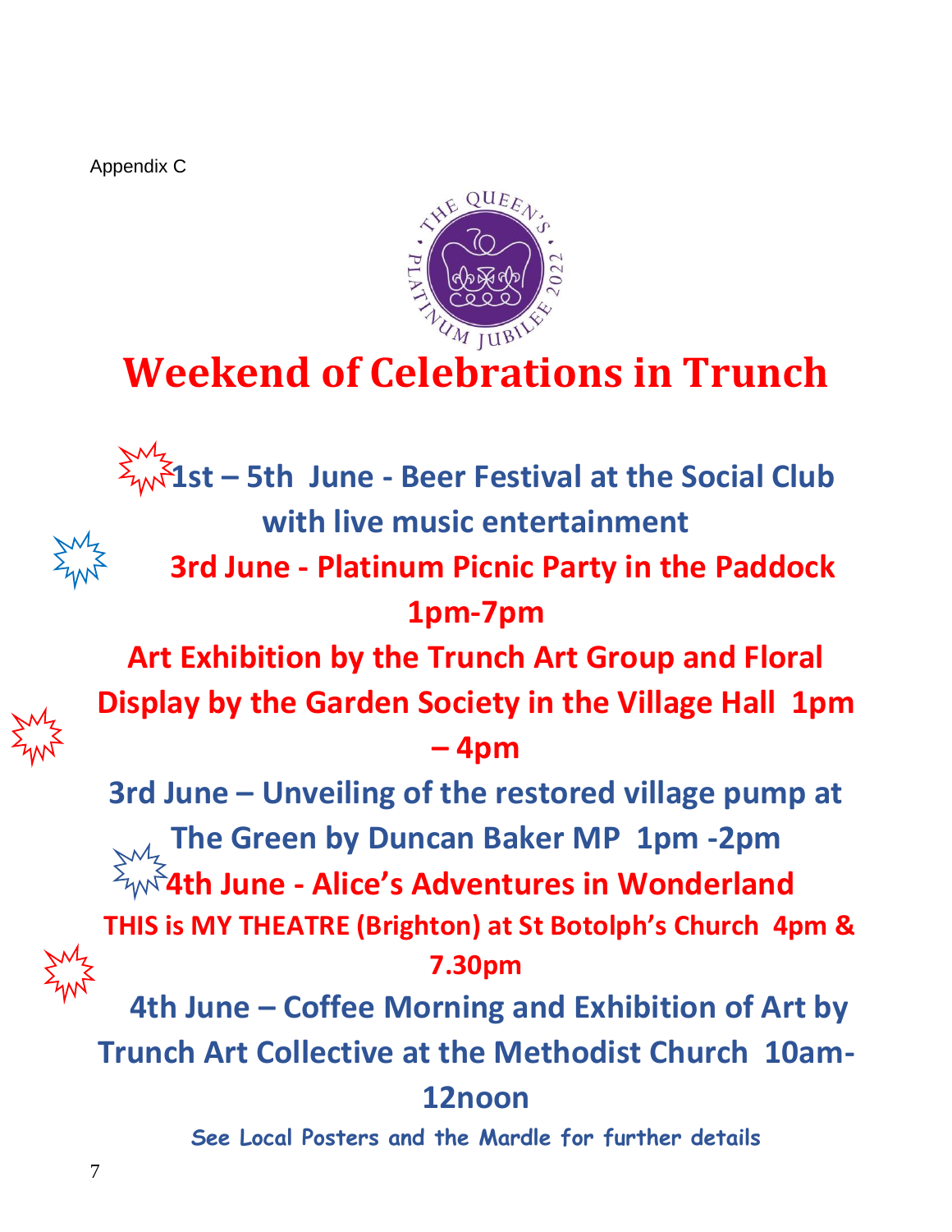Appendix C

# Weekend of Celebrations in Trunch

**1st – 5th June - Beer Festival at the Social Club with live music entertainment**

**3rd June - Platinum Picnic Party in the Paddock 1pm-7pm**

**Art Exhibition by the Trunch Art Group and Floral Display by the Garden Society in the Village Hall 1pm – 4pm**

**3rd June – Unveiling of the restored village pump at The Green by Duncan Baker MP 1pm -2pm**

**4th June - Alice's Adventures in Wonderland**

**THIS is MY THEATRE (Brighton) at St Botolph's Church 4pm & 7.30pm**

**4th June – Coffee Morning and Exhibition of Art by Trunch Art Collective at the Methodist Church 10am-12noon**

**See Local Posters and the Mardle for further details**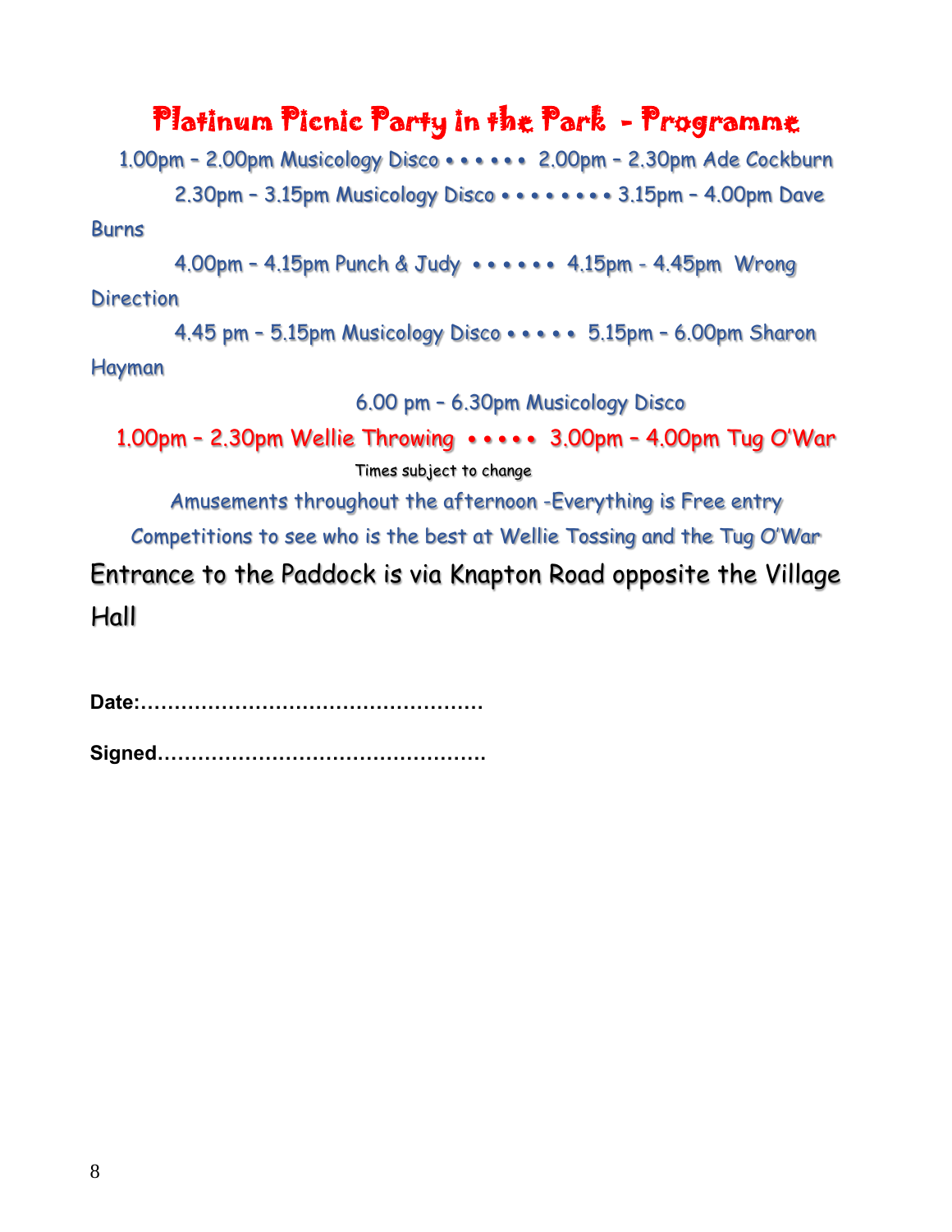# Platinum Picnic Party in the Park - Programme

1.00pm – 2.00pm Musicology Disco • • • • • • 2.00pm – 2.30pm Ade Cockburn

2.30pm – 3.15pm Musicology Disco • • • • • • • • 3.15pm – 4.00pm Dave Burns

4.00pm – 4.15pm Punch & Judy • • • • • • 4.15pm - 4.45pm Wrong Direction

4.45 pm – 5.15pm Musicology Disco • • • • • 5.15pm – 6.00pm Sharon Hayman

6.00 pm – 6.30pm Musicology Disco

1.00pm – 2.30pm Wellie Throwing • • • • • 3.00pm – 4.00pm Tug O'War

Times subject to change

Amusements throughout the afternoon -Everything is Free entry

Competitions to see who is the best at Wellie Tossing and the Tug O'War

Entrance to the Paddock is via Knapton Road opposite the Village Hall

**Date:……………………………………………**

**Signed…………………………………………**